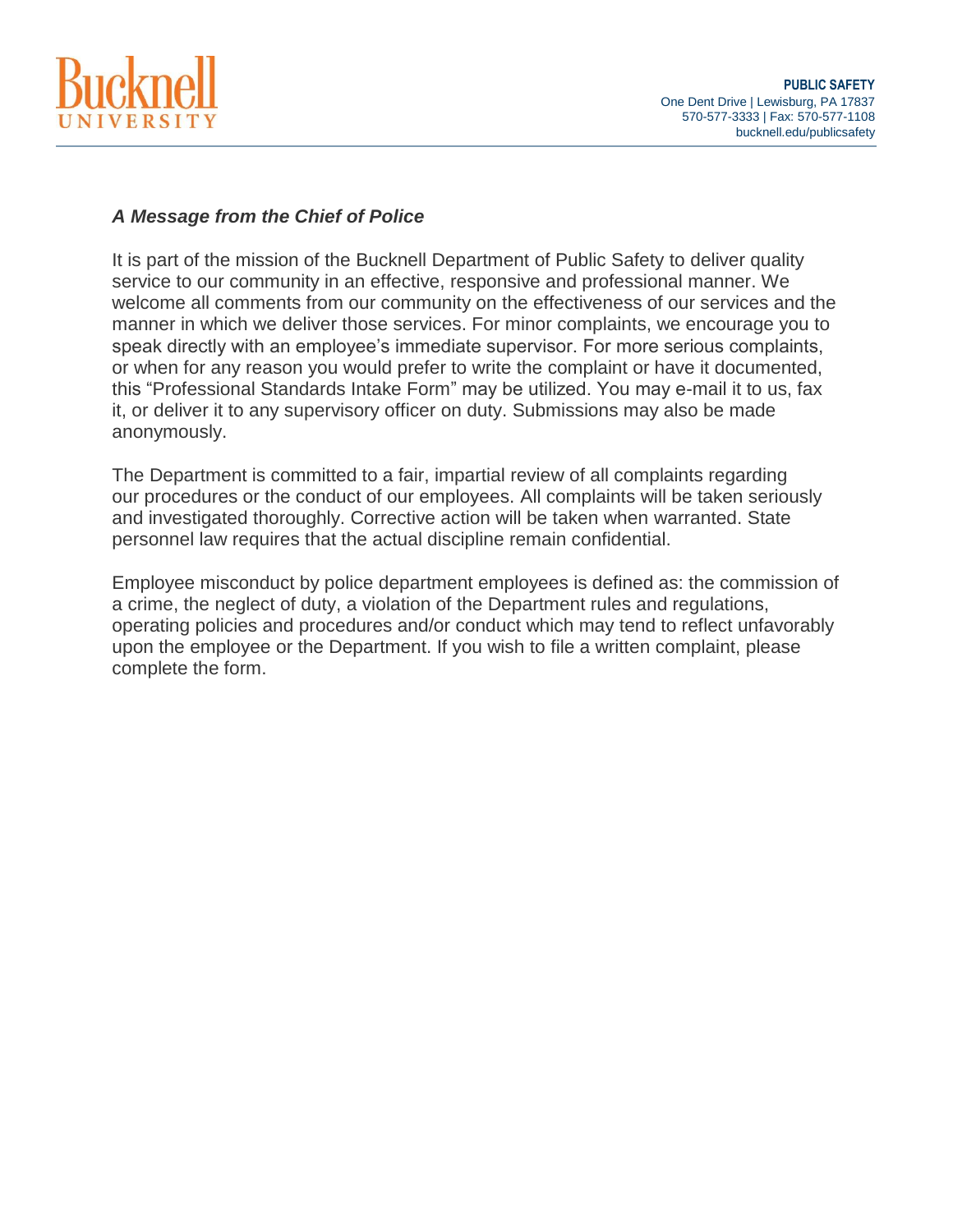Bucknell UNIVERSITY

**PUBLIC SAFETY**
One Dent Drive | Lewisburg, PA 17837
570-577-3333 | Fax: 570-577-1108
bucknell.edu/publicsafety

## *A Message from the Chief of Police*

It is part of the mission of the Bucknell Department of Public Safety to deliver quality service to our community in an effective, responsive and professional manner. We welcome all comments from our community on the effectiveness of our services and the manner in which we deliver those services. For minor complaints, we encourage you to speak directly with an employee's immediate supervisor. For more serious complaints, or when for any reason you would prefer to write the complaint or have it documented, this "Professional Standards Intake Form" may be utilized. You may e-mail it to us, fax it, or deliver it to any supervisory officer on duty. Submissions may also be made anonymously.

The Department is committed to a fair, impartial review of all complaints regarding our procedures or the conduct of our employees. All complaints will be taken seriously and investigated thoroughly. Corrective action will be taken when warranted. State personnel law requires that the actual discipline remain confidential.

Employee misconduct by police department employees is defined as: the commission of a crime, the neglect of duty, a violation of the Department rules and regulations, operating policies and procedures and/or conduct which may tend to reflect unfavorably upon the employee or the Department. If you wish to file a written complaint, please complete the form.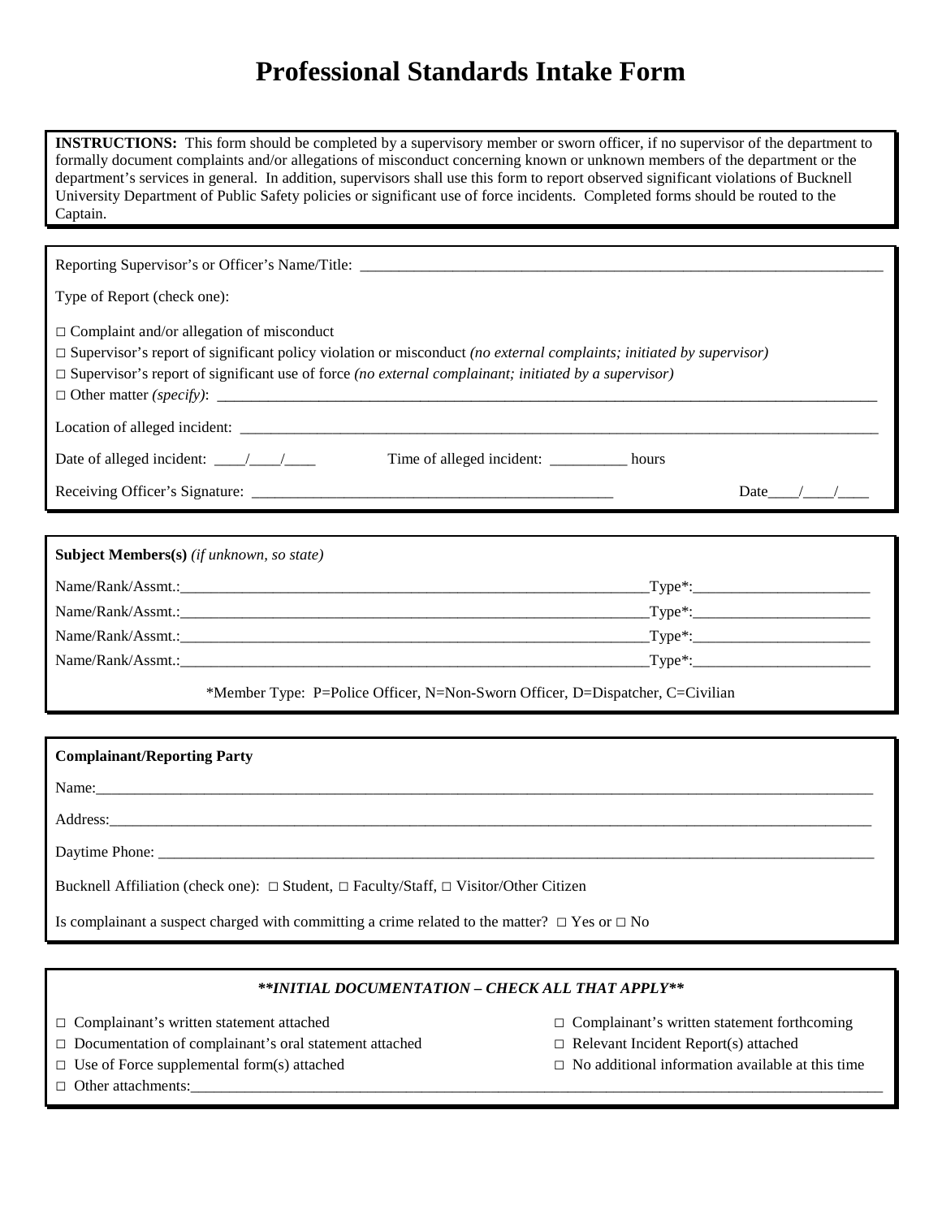# Professional Standards Intake Form

**INSTRUCTIONS:** This form should be completed by a supervisory member or sworn officer, if no supervisor of the department to formally document complaints and/or allegations of misconduct concerning known or unknown members of the department or the department's services in general. In addition, supervisors shall use this form to report observed significant violations of Bucknell University Department of Public Safety policies or significant use of force incidents. Completed forms should be routed to the Captain.

---

Reporting Supervisor's or Officer's Name/Title: ______________________________________________

Type of Report (check one):

□ Complaint and/or allegation of misconduct
□ Supervisor's report of significant policy violation or misconduct *(no external complaints; initiated by supervisor)*
□ Supervisor's report of significant use of force *(no external complainant; initiated by a supervisor)*
□ Other matter *(specify)*: ______________________________________________

Location of alleged incident: ______________________________________________

Date of alleged incident: ____/____/____     Time of alleged incident: __________ hours

Receiving Officer's Signature: ______________________________     Date____/____/____

---

**Subject Members(s)** *(if unknown, so state)*

Name/Rank/Assmt.:______________________________________________Type*:____________________
Name/Rank/Assmt.:______________________________________________Type*:____________________
Name/Rank/Assmt.:______________________________________________Type*:____________________
Name/Rank/Assmt.:______________________________________________Type*:____________________

*Member Type: P=Police Officer, N=Non-Sworn Officer, D=Dispatcher, C=Civilian

---

**Complainant/Reporting Party**

Name:______________________________________________

Address:______________________________________________

Daytime Phone: ______________________________________________

Bucknell Affiliation (check one): □ Student, □ Faculty/Staff, □ Visitor/Other Citizen

Is complainant a suspect charged with committing a crime related to the matter? □ Yes or □ No

---

***\*\*INITIAL DOCUMENTATION – CHECK ALL THAT APPLY\*\****

□ Complainant's written statement attached
□ Documentation of complainant's oral statement attached
□ Use of Force supplemental form(s) attached
□ Complainant's written statement forthcoming
□ Relevant Incident Report(s) attached
□ No additional information available at this time
□ Other attachments:______________________________________________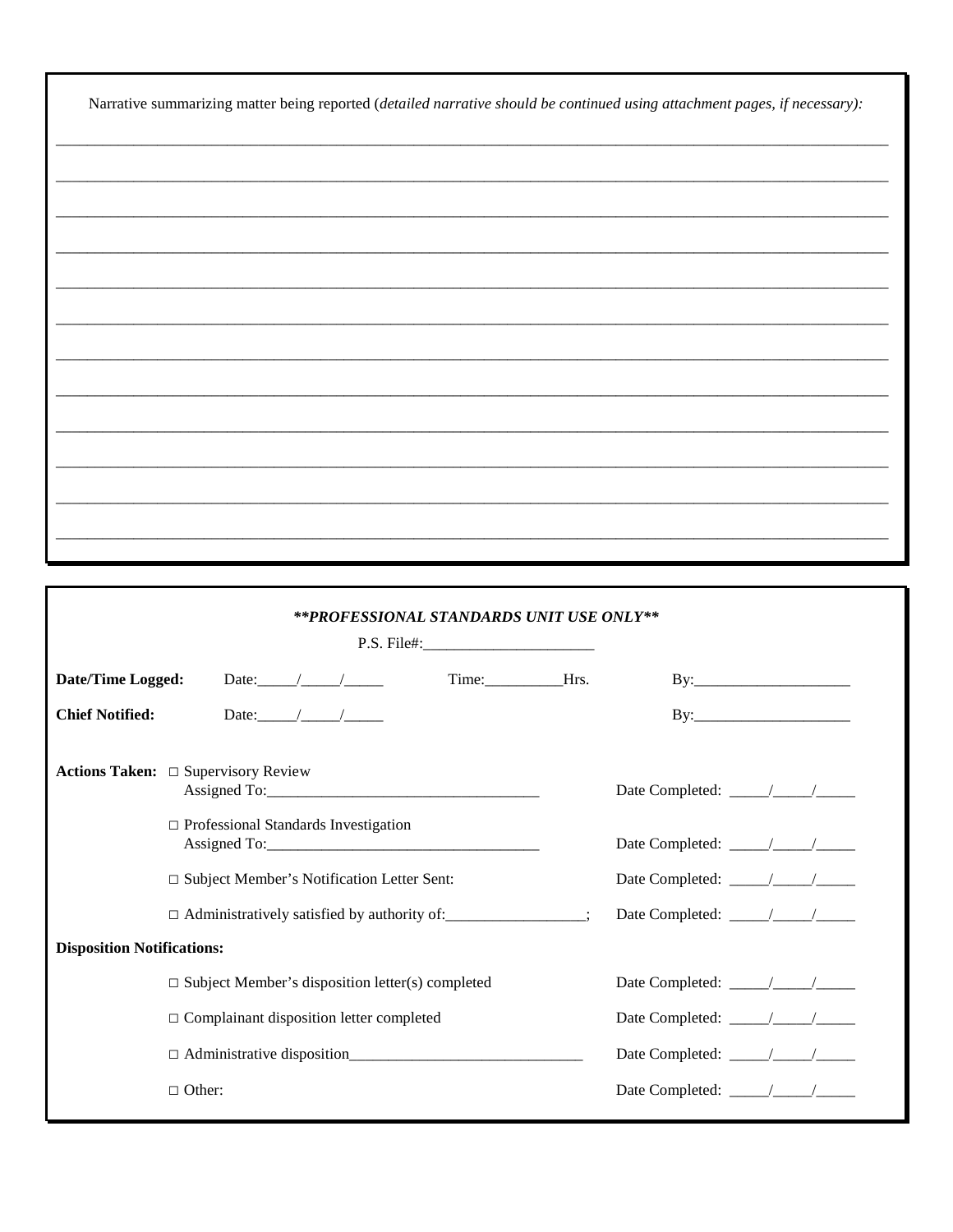Narrative summarizing matter being reported (*detailed narrative should be continued using attachment pages, if necessary):*

\_\_\_\_\_\_\_\_\_\_\_\_\_\_\_\_\_\_\_\_\_\_\_\_\_\_\_\_\_\_\_\_\_\_\_\_\_\_\_\_\_\_\_\_\_\_\_\_\_\_\_\_\_\_\_\_\_\_\_\_\_\_\_\_\_\_\_\_\_\_\_\_\_\_\_\_\_\_

\_\_\_\_\_\_\_\_\_\_\_\_\_\_\_\_\_\_\_\_\_\_\_\_\_\_\_\_\_\_\_\_\_\_\_\_\_\_\_\_\_\_\_\_\_\_\_\_\_\_\_\_\_\_\_\_\_\_\_\_\_\_\_\_\_\_\_\_\_\_\_\_\_\_\_\_\_\_

\_\_\_\_\_\_\_\_\_\_\_\_\_\_\_\_\_\_\_\_\_\_\_\_\_\_\_\_\_\_\_\_\_\_\_\_\_\_\_\_\_\_\_\_\_\_\_\_\_\_\_\_\_\_\_\_\_\_\_\_\_\_\_\_\_\_\_\_\_\_\_\_\_\_\_\_\_\_

\_\_\_\_\_\_\_\_\_\_\_\_\_\_\_\_\_\_\_\_\_\_\_\_\_\_\_\_\_\_\_\_\_\_\_\_\_\_\_\_\_\_\_\_\_\_\_\_\_\_\_\_\_\_\_\_\_\_\_\_\_\_\_\_\_\_\_\_\_\_\_\_\_\_\_\_\_\_

\_\_\_\_\_\_\_\_\_\_\_\_\_\_\_\_\_\_\_\_\_\_\_\_\_\_\_\_\_\_\_\_\_\_\_\_\_\_\_\_\_\_\_\_\_\_\_\_\_\_\_\_\_\_\_\_\_\_\_\_\_\_\_\_\_\_\_\_\_\_\_\_\_\_\_\_\_\_

\_\_\_\_\_\_\_\_\_\_\_\_\_\_\_\_\_\_\_\_\_\_\_\_\_\_\_\_\_\_\_\_\_\_\_\_\_\_\_\_\_\_\_\_\_\_\_\_\_\_\_\_\_\_\_\_\_\_\_\_\_\_\_\_\_\_\_\_\_\_\_\_\_\_\_\_\_\_

\_\_\_\_\_\_\_\_\_\_\_\_\_\_\_\_\_\_\_\_\_\_\_\_\_\_\_\_\_\_\_\_\_\_\_\_\_\_\_\_\_\_\_\_\_\_\_\_\_\_\_\_\_\_\_\_\_\_\_\_\_\_\_\_\_\_\_\_\_\_\_\_\_\_\_\_\_\_

\_\_\_\_\_\_\_\_\_\_\_\_\_\_\_\_\_\_\_\_\_\_\_\_\_\_\_\_\_\_\_\_\_\_\_\_\_\_\_\_\_\_\_\_\_\_\_\_\_\_\_\_\_\_\_\_\_\_\_\_\_\_\_\_\_\_\_\_\_\_\_\_\_\_\_\_\_\_

\_\_\_\_\_\_\_\_\_\_\_\_\_\_\_\_\_\_\_\_\_\_\_\_\_\_\_\_\_\_\_\_\_\_\_\_\_\_\_\_\_\_\_\_\_\_\_\_\_\_\_\_\_\_\_\_\_\_\_\_\_\_\_\_\_\_\_\_\_\_\_\_\_\_\_\_\_\_

\_\_\_\_\_\_\_\_\_\_\_\_\_\_\_\_\_\_\_\_\_\_\_\_\_\_\_\_\_\_\_\_\_\_\_\_\_\_\_\_\_\_\_\_\_\_\_\_\_\_\_\_\_\_\_\_\_\_\_\_\_\_\_\_\_\_\_\_\_\_\_\_\_\_\_\_\_\_

\_\_\_\_\_\_\_\_\_\_\_\_\_\_\_\_\_\_\_\_\_\_\_\_\_\_\_\_\_\_\_\_\_\_\_\_\_\_\_\_\_\_\_\_\_\_\_\_\_\_\_\_\_\_\_\_\_\_\_\_\_\_\_\_\_\_\_\_\_\_\_\_\_\_\_\_\_\_

\_\_\_\_\_\_\_\_\_\_\_\_\_\_\_\_\_\_\_\_\_\_\_\_\_\_\_\_\_\_\_\_\_\_\_\_\_\_\_\_\_\_\_\_\_\_\_\_\_\_\_\_\_\_\_\_\_\_\_\_\_\_\_\_\_\_\_\_\_\_\_\_\_\_\_\_\_\_

***\*\*PROFESSIONAL STANDARDS UNIT USE ONLY\*\****

P.S. File#:\_\_\_\_\_\_\_\_\_\_\_\_\_\_\_\_\_\_\_\_\_\_

**Date/Time Logged:** Date:\_\_\_\_\_/\_\_\_\_\_/\_\_\_\_\_ Time:\_\_\_\_\_\_\_\_\_\_Hrs. By:\_\_\_\_\_\_\_\_\_\_\_\_\_\_\_\_\_\_\_\_

**Chief Notified:** Date:\_\_\_\_\_/\_\_\_\_\_/\_\_\_\_\_ By:\_\_\_\_\_\_\_\_\_\_\_\_\_\_\_\_\_\_\_\_

**Actions Taken:**

□ Supervisory Review
Assigned To:\_\_\_\_\_\_\_\_\_\_\_\_\_\_\_\_\_\_\_\_\_\_\_\_\_\_\_\_\_\_\_\_\_\_\_ Date Completed: \_\_\_\_\_/\_\_\_\_\_/\_\_\_\_\_

□ Professional Standards Investigation
Assigned To:\_\_\_\_\_\_\_\_\_\_\_\_\_\_\_\_\_\_\_\_\_\_\_\_\_\_\_\_\_\_\_\_\_\_\_ Date Completed: \_\_\_\_\_/\_\_\_\_\_/\_\_\_\_\_

□ Subject Member's Notification Letter Sent: Date Completed: \_\_\_\_\_/\_\_\_\_\_/\_\_\_\_\_

□ Administratively satisfied by authority of:\_\_\_\_\_\_\_\_\_\_\_\_\_\_\_\_\_\_; Date Completed: \_\_\_\_\_/\_\_\_\_\_/\_\_\_\_\_

**Disposition Notifications:**

□ Subject Member's disposition letter(s) completed Date Completed: \_\_\_\_\_/\_\_\_\_\_/\_\_\_\_\_

□ Complainant disposition letter completed Date Completed: \_\_\_\_\_/\_\_\_\_\_/\_\_\_\_\_

□ Administrative disposition\_\_\_\_\_\_\_\_\_\_\_\_\_\_\_\_\_\_\_\_\_\_\_\_\_\_\_\_\_\_ Date Completed: \_\_\_\_\_/\_\_\_\_\_/\_\_\_\_\_

□ Other: Date Completed: \_\_\_\_\_/\_\_\_\_\_/\_\_\_\_\_